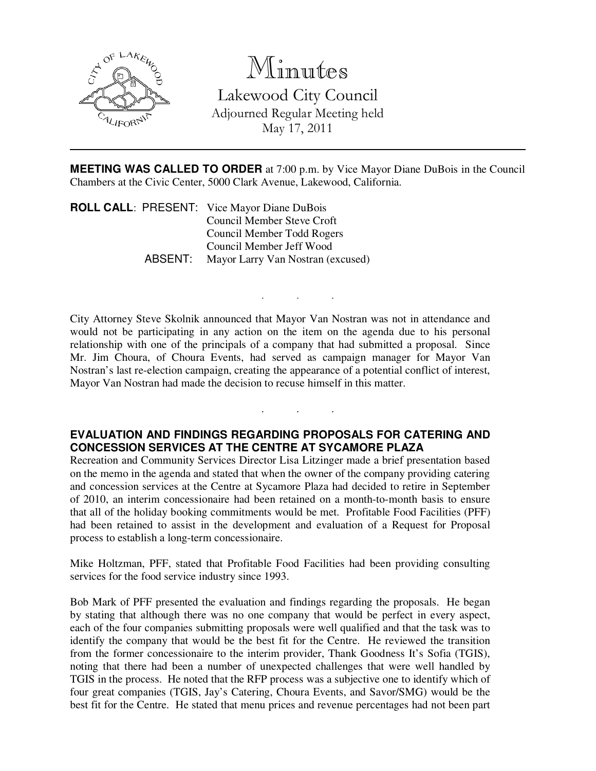# Minutes

Lakewood City Council
Adjourned Regular Meeting held
May 17, 2011

---

**MEETING WAS CALLED TO ORDER** at 7:00 p.m. by Vice Mayor Diane DuBois in the Council Chambers at the Civic Center, 5000 Clark Avenue, Lakewood, California.

**ROLL CALL**: PRESENT: Vice Mayor Diane DuBois
Council Member Steve Croft
Council Member Todd Rogers
Council Member Jeff Wood
ABSENT: Mayor Larry Van Nostran (excused)

. . .

City Attorney Steve Skolnik announced that Mayor Van Nostran was not in attendance and would not be participating in any action on the item on the agenda due to his personal relationship with one of the principals of a company that had submitted a proposal. Since Mr. Jim Choura, of Choura Events, had served as campaign manager for Mayor Van Nostran's last re-election campaign, creating the appearance of a potential conflict of interest, Mayor Van Nostran had made the decision to recuse himself in this matter.

. . .

**EVALUATION AND FINDINGS REGARDING PROPOSALS FOR CATERING AND CONCESSION SERVICES AT THE CENTRE AT SYCAMORE PLAZA**

Recreation and Community Services Director Lisa Litzinger made a brief presentation based on the memo in the agenda and stated that when the owner of the company providing catering and concession services at the Centre at Sycamore Plaza had decided to retire in September of 2010, an interim concessionaire had been retained on a month-to-month basis to ensure that all of the holiday booking commitments would be met. Profitable Food Facilities (PFF) had been retained to assist in the development and evaluation of a Request for Proposal process to establish a long-term concessionaire.

Mike Holtzman, PFF, stated that Profitable Food Facilities had been providing consulting services for the food service industry since 1993.

Bob Mark of PFF presented the evaluation and findings regarding the proposals. He began by stating that although there was no one company that would be perfect in every aspect, each of the four companies submitting proposals were well qualified and that the task was to identify the company that would be the best fit for the Centre. He reviewed the transition from the former concessionaire to the interim provider, Thank Goodness It's Sofia (TGIS), noting that there had been a number of unexpected challenges that were well handled by TGIS in the process. He noted that the RFP process was a subjective one to identify which of four great companies (TGIS, Jay's Catering, Choura Events, and Savor/SMG) would be the best fit for the Centre. He stated that menu prices and revenue percentages had not been part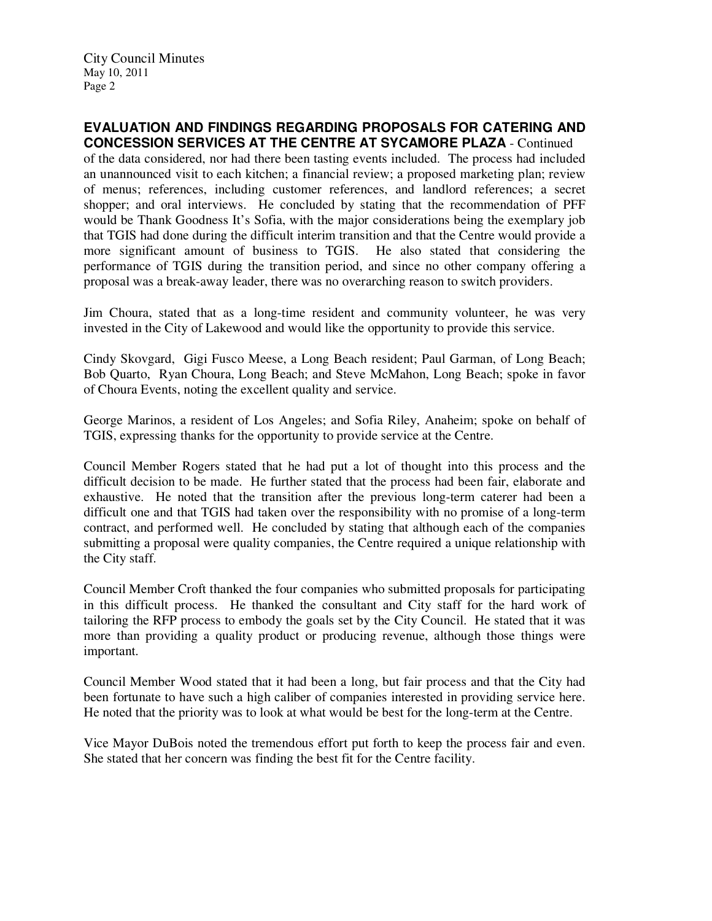**EVALUATION AND FINDINGS REGARDING PROPOSALS FOR CATERING AND CONCESSION SERVICES AT THE CENTRE AT SYCAMORE PLAZA** - Continued

of the data considered, nor had there been tasting events included. The process had included an unannounced visit to each kitchen; a financial review; a proposed marketing plan; review of menus; references, including customer references, and landlord references; a secret shopper; and oral interviews. He concluded by stating that the recommendation of PFF would be Thank Goodness It's Sofia, with the major considerations being the exemplary job that TGIS had done during the difficult interim transition and that the Centre would provide a more significant amount of business to TGIS. He also stated that considering the performance of TGIS during the transition period, and since no other company offering a proposal was a break-away leader, there was no overarching reason to switch providers.

Jim Choura, stated that as a long-time resident and community volunteer, he was very invested in the City of Lakewood and would like the opportunity to provide this service.

Cindy Skovgard, Gigi Fusco Meese, a Long Beach resident; Paul Garman, of Long Beach; Bob Quarto, Ryan Choura, Long Beach; and Steve McMahon, Long Beach; spoke in favor of Choura Events, noting the excellent quality and service.

George Marinos, a resident of Los Angeles; and Sofia Riley, Anaheim; spoke on behalf of TGIS, expressing thanks for the opportunity to provide service at the Centre.

Council Member Rogers stated that he had put a lot of thought into this process and the difficult decision to be made. He further stated that the process had been fair, elaborate and exhaustive. He noted that the transition after the previous long-term caterer had been a difficult one and that TGIS had taken over the responsibility with no promise of a long-term contract, and performed well. He concluded by stating that although each of the companies submitting a proposal were quality companies, the Centre required a unique relationship with the City staff.

Council Member Croft thanked the four companies who submitted proposals for participating in this difficult process. He thanked the consultant and City staff for the hard work of tailoring the RFP process to embody the goals set by the City Council. He stated that it was more than providing a quality product or producing revenue, although those things were important.

Council Member Wood stated that it had been a long, but fair process and that the City had been fortunate to have such a high caliber of companies interested in providing service here. He noted that the priority was to look at what would be best for the long-term at the Centre.

Vice Mayor DuBois noted the tremendous effort put forth to keep the process fair and even. She stated that her concern was finding the best fit for the Centre facility.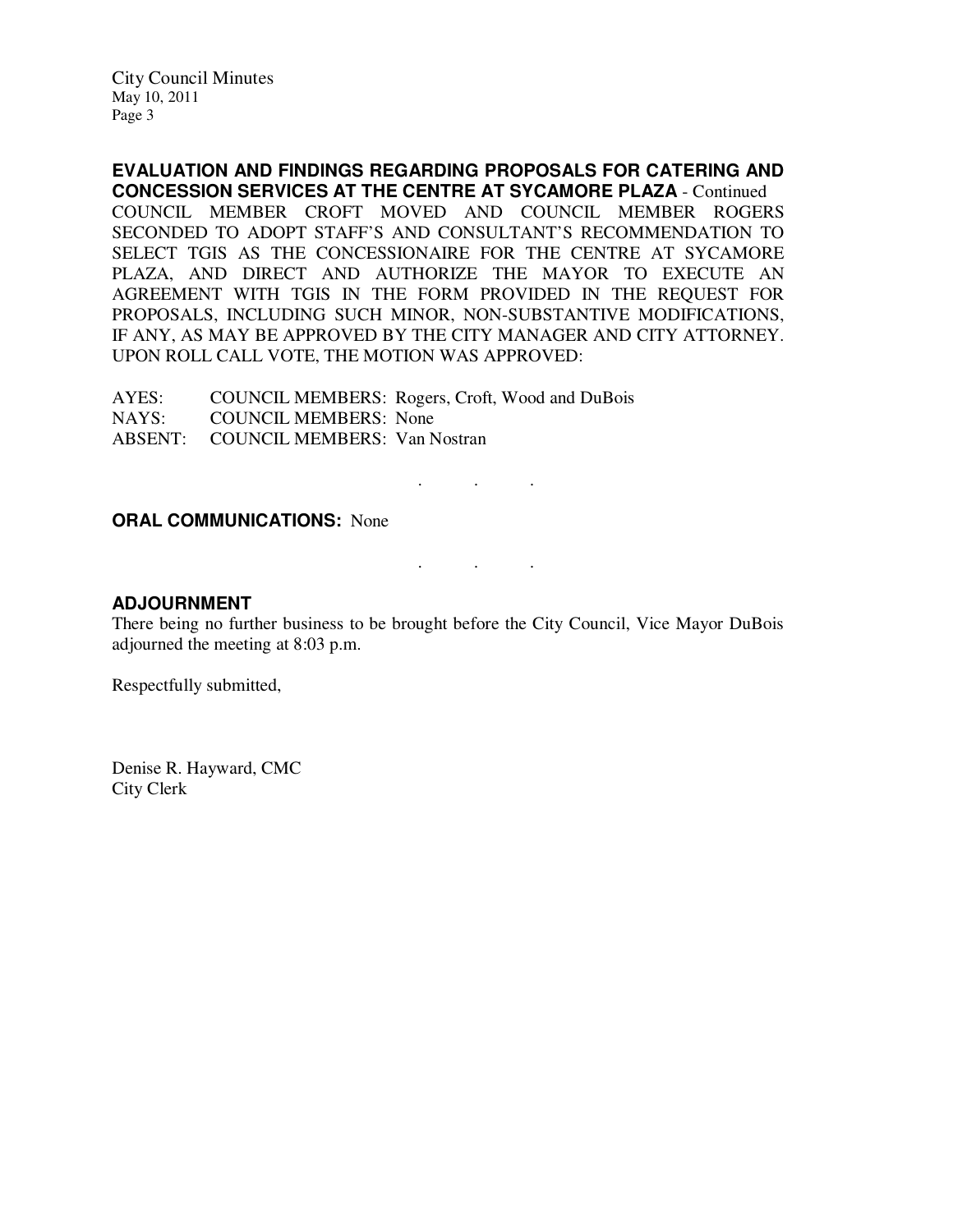**EVALUATION AND FINDINGS REGARDING PROPOSALS FOR CATERING AND CONCESSION SERVICES AT THE CENTRE AT SYCAMORE PLAZA** - Continued

COUNCIL MEMBER CROFT MOVED AND COUNCIL MEMBER ROGERS SECONDED TO ADOPT STAFF'S AND CONSULTANT'S RECOMMENDATION TO SELECT TGIS AS THE CONCESSIONAIRE FOR THE CENTRE AT SYCAMORE PLAZA, AND DIRECT AND AUTHORIZE THE MAYOR TO EXECUTE AN AGREEMENT WITH TGIS IN THE FORM PROVIDED IN THE REQUEST FOR PROPOSALS, INCLUDING SUCH MINOR, NON-SUBSTANTIVE MODIFICATIONS, IF ANY, AS MAY BE APPROVED BY THE CITY MANAGER AND CITY ATTORNEY. UPON ROLL CALL VOTE, THE MOTION WAS APPROVED:

AYES: COUNCIL MEMBERS: Rogers, Croft, Wood and DuBois
NAYS: COUNCIL MEMBERS: None
ABSENT: COUNCIL MEMBERS: Van Nostran

. . .

**ORAL COMMUNICATIONS:** None

. . .

**ADJOURNMENT**

There being no further business to be brought before the City Council, Vice Mayor DuBois adjourned the meeting at 8:03 p.m.

Respectfully submitted,

Denise R. Hayward, CMC
City Clerk